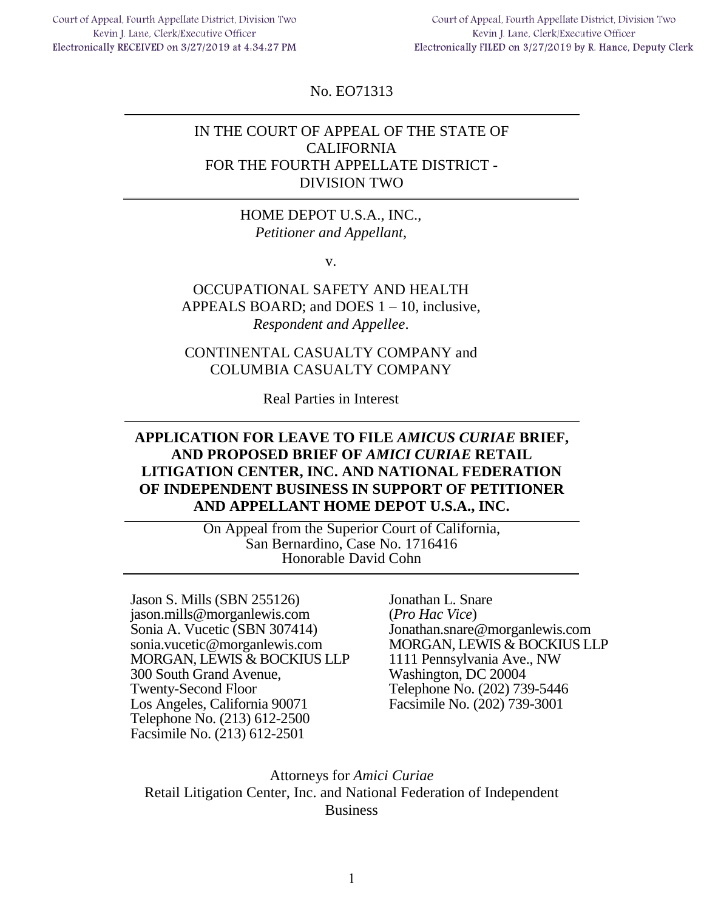Court of Appeal, Fourth Appellate District, Division Two
Kevin J. Lane, Clerk/Executive Officer
Electronically RECEIVED on 3/27/2019 at 4:34:27 PM

Court of Appeal, Fourth Appellate District, Division Two
Kevin J. Lane, Clerk/Executive Officer
Electronically FILED on 3/27/2019 by R. Hance, Deputy Clerk

No. EO71313

---

IN THE COURT OF APPEAL OF THE STATE OF CALIFORNIA
FOR THE FOURTH APPELLATE DISTRICT - DIVISION TWO

---

HOME DEPOT U.S.A., INC.,
*Petitioner and Appellant*,

v.

OCCUPATIONAL SAFETY AND HEALTH APPEALS BOARD; and DOES 1 – 10, inclusive,
*Respondent and Appellee*.

CONTINENTAL CASUALTY COMPANY and COLUMBIA CASUALTY COMPANY

Real Parties in Interest

---

**APPLICATION FOR LEAVE TO FILE *AMICUS CURIAE* BRIEF, AND PROPOSED BRIEF OF *AMICI CURIAE* RETAIL LITIGATION CENTER, INC. AND NATIONAL FEDERATION OF INDEPENDENT BUSINESS IN SUPPORT OF PETITIONER AND APPELLANT HOME DEPOT U.S.A., INC.**

---

On Appeal from the Superior Court of California,
San Bernardino, Case No. 1716416
Honorable David Cohn

---

Jason S. Mills (SBN 255126)
jason.mills@morganlewis.com
Sonia A. Vucetic (SBN 307414)
sonia.vucetic@morganlewis.com
MORGAN, LEWIS & BOCKIUS LLP
300 South Grand Avenue,
Twenty-Second Floor
Los Angeles, California 90071
Telephone No. (213) 612-2500
Facsimile No. (213) 612-2501

Jonathan L. Snare
(*Pro Hac Vice*)
Jonathan.snare@morganlewis.com
MORGAN, LEWIS & BOCKIUS LLP
1111 Pennsylvania Ave., NW
Washington, DC 20004
Telephone No. (202) 739-5446
Facsimile No. (202) 739-3001

Attorneys for *Amici Curiae*
Retail Litigation Center, Inc. and National Federation of Independent Business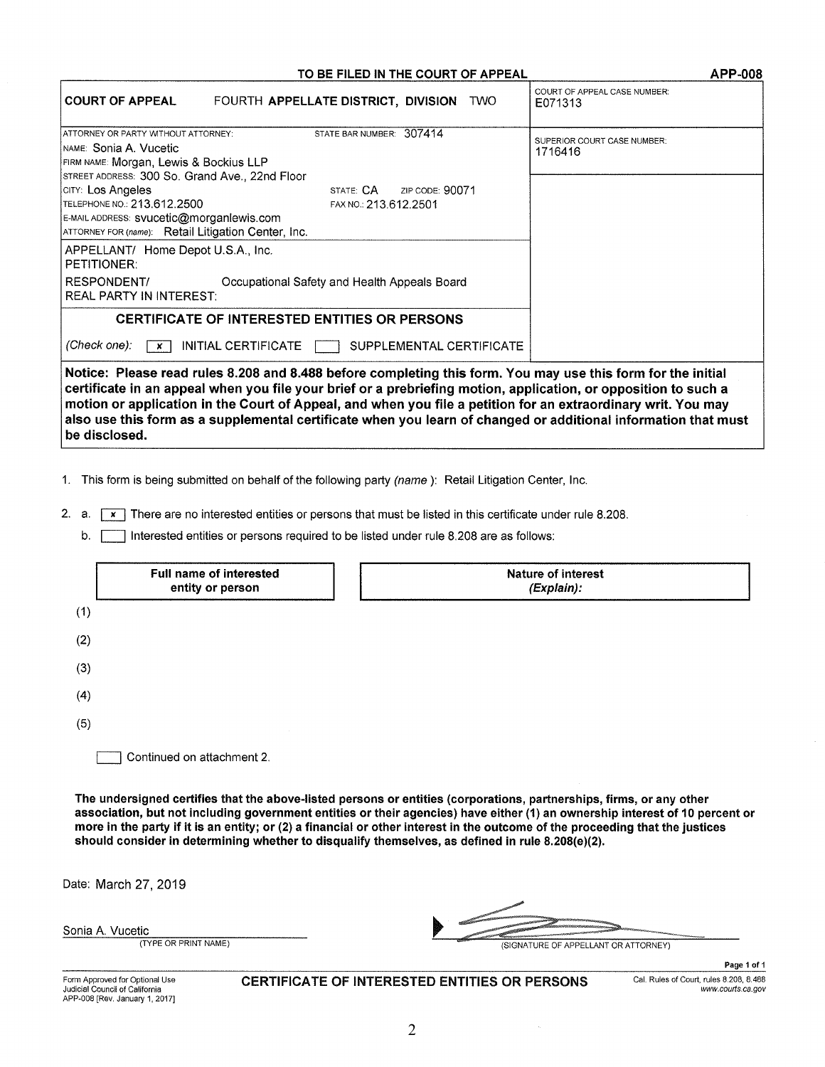**TO BE FILED IN THE COURT OF APPEAL** **APP-008**

| **COURT OF APPEAL** FOURTH **APPELLATE DISTRICT, DIVISION** TWO | COURT OF APPEAL CASE NUMBER: E071313 |
|---|---|
| ATTORNEY OR PARTY WITHOUT ATTORNEY: STATE BAR NUMBER: 307414<br>NAME: Sonia A. Vucetic<br>FIRM NAME: Morgan, Lewis & Bockius LLP<br>STREET ADDRESS: 300 So. Grand Ave., 22nd Floor<br>CITY: Los Angeles STATE: CA ZIP CODE: 90071<br>TELEPHONE NO.: 213.612.2500 FAX NO.: 213.612.2501<br>E-MAIL ADDRESS: svucetic@morganlewis.com<br>ATTORNEY FOR (name): Retail Litigation Center, Inc. | SUPERIOR COURT CASE NUMBER: 1716416 |
| APPELLANT/ PETITIONER: Home Depot U.S.A., Inc.<br>RESPONDENT/ REAL PARTY IN INTEREST: Occupational Safety and Health Appeals Board | |
| **CERTIFICATE OF INTERESTED ENTITIES OR PERSONS**<br>*(Check one):* [x] INITIAL CERTIFICATE [ ] SUPPLEMENTAL CERTIFICATE | |

**Notice: Please read rules 8.208 and 8.488 before completing this form. You may use this form for the initial certificate in an appeal when you file your brief or a prebriefing motion, application, or opposition to such a motion or application in the Court of Appeal, and when you file a petition for an extraordinary writ. You may also use this form as a supplemental certificate when you learn of changed or additional information that must be disclosed.**

1. This form is being submitted on behalf of the following party *(name)*: Retail Litigation Center, Inc.

2. a. [x] There are no interested entities or persons that must be listed in this certificate under rule 8.208.

   b. [ ] Interested entities or persons required to be listed under rule 8.208 are as follows:

| | Full name of interested entity or person | Nature of interest *(Explain)*: |
|---|---|---|
| (1) | | |
| (2) | | |
| (3) | | |
| (4) | | |
| (5) | | |

[ ] Continued on attachment 2.

**The undersigned certifies that the above-listed persons or entities (corporations, partnerships, firms, or any other association, but not including government entities or their agencies) have either (1) an ownership interest of 10 percent or more in the party if it is an entity; or (2) a financial or other interest in the outcome of the proceeding that the justices should consider in determining whether to disqualify themselves, as defined in rule 8.208(e)(2).**

Date: March 27, 2019

Sonia A. Vucetic
(TYPE OR PRINT NAME)

(SIGNATURE OF APPELLANT OR ATTORNEY)

Form Approved for Optional Use
Judicial Council of California
APP-008 [Rev. January 1, 2017]

**CERTIFICATE OF INTERESTED ENTITIES OR PERSONS**

Cal. Rules of Court, rules 8.208, 8.488
www.courts.ca.gov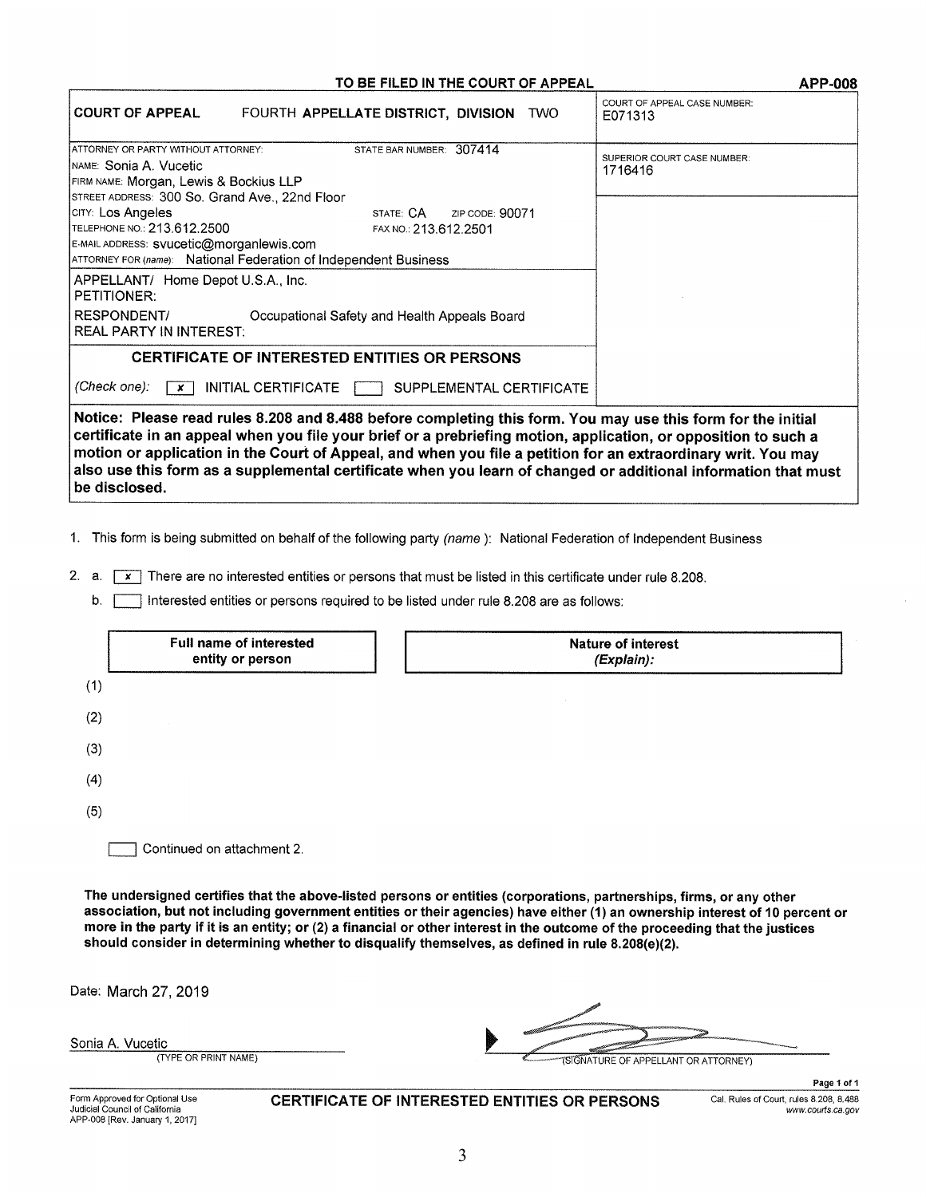TO BE FILED IN THE COURT OF APPEAL **APP-008**

| **COURT OF APPEAL** FOURTH **APPELLATE DISTRICT, DIVISION** TWO | COURT OF APPEAL CASE NUMBER: E071313 |
|---|---|
| ATTORNEY OR PARTY WITHOUT ATTORNEY: STATE BAR NUMBER: 307414<br>NAME: Sonia A. Vucetic<br>FIRM NAME: Morgan, Lewis & Bockius LLP<br>STREET ADDRESS: 300 So. Grand Ave., 22nd Floor<br>CITY: Los Angeles STATE: CA ZIP CODE: 90071<br>TELEPHONE NO.: 213.612.2500 FAX NO.: 213.612.2501<br>E-MAIL ADDRESS: svucetic@morganlewis.com<br>ATTORNEY FOR (name): National Federation of Independent Business | SUPERIOR COURT CASE NUMBER: 1716416 |
| APPELLANT/ PETITIONER: Home Depot U.S.A., Inc.<br>RESPONDENT/ REAL PARTY IN INTEREST: Occupational Safety and Health Appeals Board | |
| **CERTIFICATE OF INTERESTED ENTITIES OR PERSONS**<br>*(Check one):* [x] INITIAL CERTIFICATE [ ] SUPPLEMENTAL CERTIFICATE | |

**Notice: Please read rules 8.208 and 8.488 before completing this form. You may use this form for the initial certificate in an appeal when you file your brief or a prebriefing motion, application, or opposition to such a motion or application in the Court of Appeal, and when you file a petition for an extraordinary writ. You may also use this form as a supplemental certificate when you learn of changed or additional information that must be disclosed.**

1. This form is being submitted on behalf of the following party *(name)*: National Federation of Independent Business

2. a. [x] There are no interested entities or persons that must be listed in this certificate under rule 8.208.

   b. [ ] Interested entities or persons required to be listed under rule 8.208 are as follows:

| | **Full name of interested entity or person** | **Nature of interest** *(Explain):* |
|---|---|---|
| (1) | | |
| (2) | | |
| (3) | | |
| (4) | | |
| (5) | | |

[ ] Continued on attachment 2.

**The undersigned certifies that the above-listed persons or entities (corporations, partnerships, firms, or any other association, but not including government entities or their agencies) have either (1) an ownership interest of 10 percent or more in the party if it is an entity; or (2) a financial or other interest in the outcome of the proceeding that the justices should consider in determining whether to disqualify themselves, as defined in rule 8.208(e)(2).**

Date: March 27, 2019

Sonia A. Vucetic
(TYPE OR PRINT NAME)

(SIGNATURE OF APPELLANT OR ATTORNEY)

Form Approved for Optional Use
Judicial Council of California
APP-008 [Rev. January 1, 2017]

**CERTIFICATE OF INTERESTED ENTITIES OR PERSONS**

Cal. Rules of Court, rules 8.208, 8.488
www.courts.ca.gov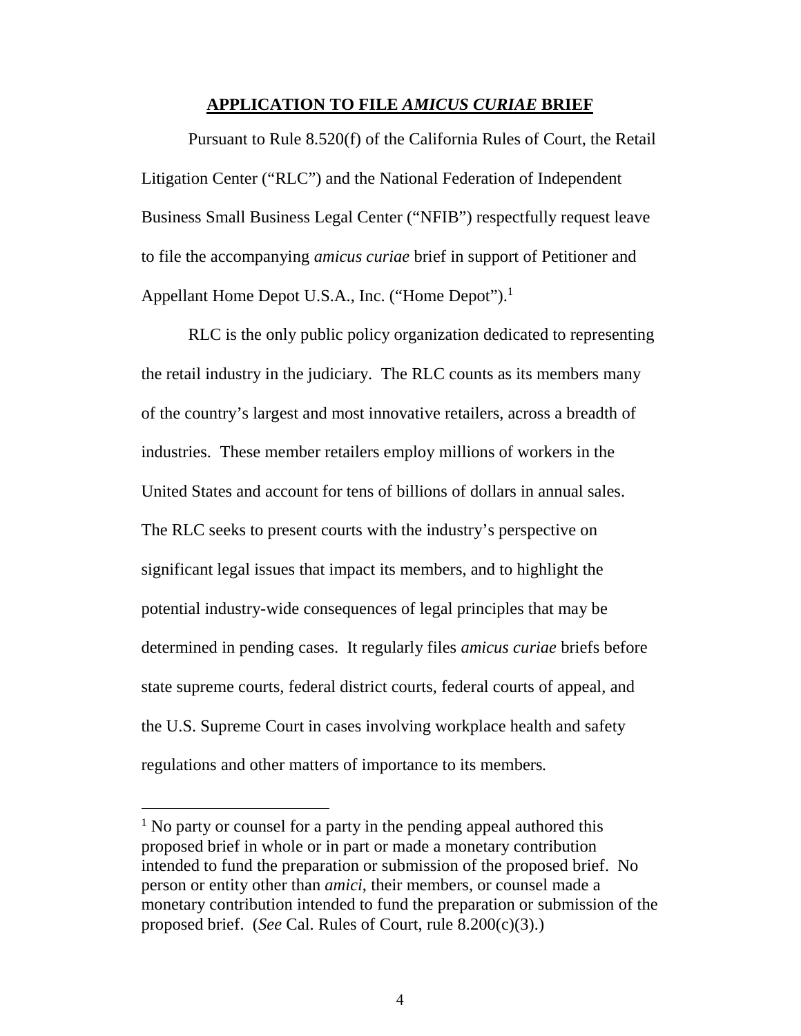## **APPLICATION TO FILE *AMICUS CURIAE* BRIEF**

Pursuant to Rule 8.520(f) of the California Rules of Court, the Retail Litigation Center ("RLC") and the National Federation of Independent Business Small Business Legal Center ("NFIB") respectfully request leave to file the accompanying *amicus curiae* brief in support of Petitioner and Appellant Home Depot U.S.A., Inc. ("Home Depot").[1]

RLC is the only public policy organization dedicated to representing the retail industry in the judiciary. The RLC counts as its members many of the country's largest and most innovative retailers, across a breadth of industries. These member retailers employ millions of workers in the United States and account for tens of billions of dollars in annual sales. The RLC seeks to present courts with the industry's perspective on significant legal issues that impact its members, and to highlight the potential industry-wide consequences of legal principles that may be determined in pending cases. It regularly files *amicus curiae* briefs before state supreme courts, federal district courts, federal courts of appeal, and the U.S. Supreme Court in cases involving workplace health and safety regulations and other matters of importance to its members.

---

[1] No party or counsel for a party in the pending appeal authored this proposed brief in whole or in part or made a monetary contribution intended to fund the preparation or submission of the proposed brief. No person or entity other than *amici*, their members, or counsel made a monetary contribution intended to fund the preparation or submission of the proposed brief. (*See* Cal. Rules of Court, rule 8.200(c)(3).)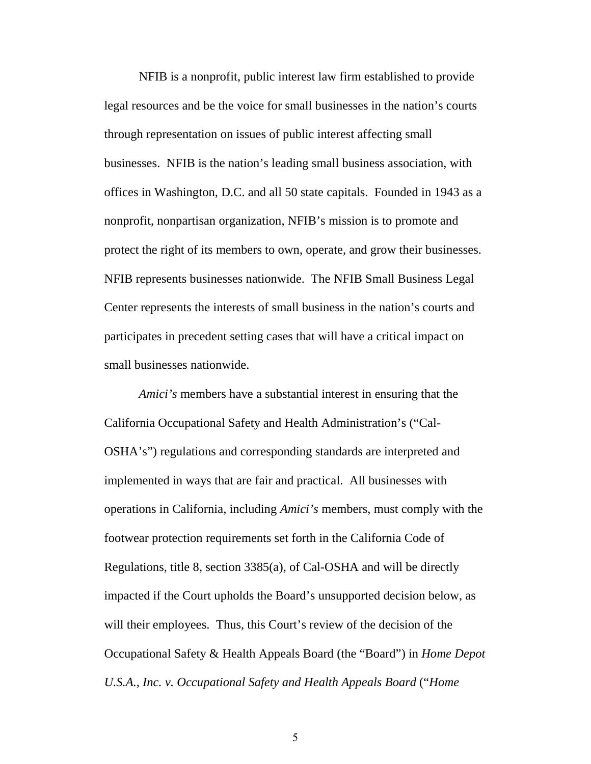NFIB is a nonprofit, public interest law firm established to provide legal resources and be the voice for small businesses in the nation's courts through representation on issues of public interest affecting small businesses. NFIB is the nation's leading small business association, with offices in Washington, D.C. and all 50 state capitals. Founded in 1943 as a nonprofit, nonpartisan organization, NFIB's mission is to promote and protect the right of its members to own, operate, and grow their businesses. NFIB represents businesses nationwide. The NFIB Small Business Legal Center represents the interests of small business in the nation's courts and participates in precedent setting cases that will have a critical impact on small businesses nationwide.

*Amici's* members have a substantial interest in ensuring that the California Occupational Safety and Health Administration's ("Cal-OSHA's") regulations and corresponding standards are interpreted and implemented in ways that are fair and practical. All businesses with operations in California, including *Amici's* members, must comply with the footwear protection requirements set forth in the California Code of Regulations, title 8, section 3385(a), of Cal-OSHA and will be directly impacted if the Court upholds the Board's unsupported decision below, as will their employees. Thus, this Court's review of the decision of the Occupational Safety & Health Appeals Board (the "Board") in *Home Depot U.S.A., Inc. v. Occupational Safety and Health Appeals Board* ("*Home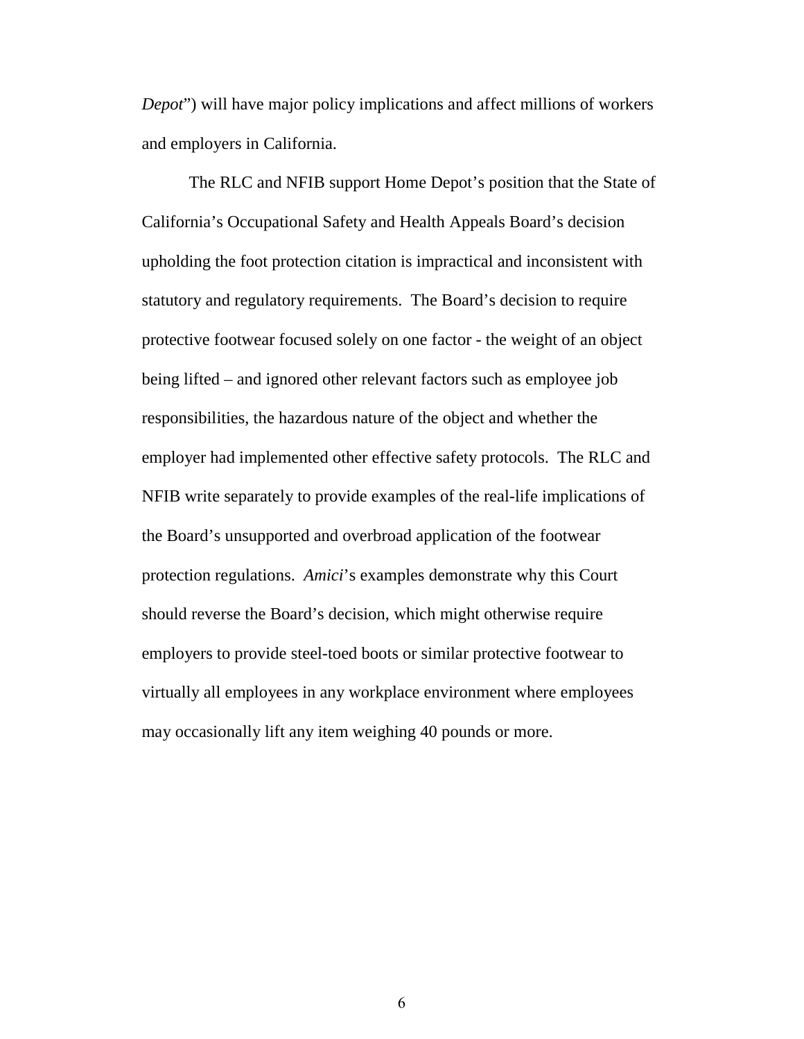*Depot*") will have major policy implications and affect millions of workers and employers in California.

The RLC and NFIB support Home Depot's position that the State of California's Occupational Safety and Health Appeals Board's decision upholding the foot protection citation is impractical and inconsistent with statutory and regulatory requirements. The Board's decision to require protective footwear focused solely on one factor - the weight of an object being lifted – and ignored other relevant factors such as employee job responsibilities, the hazardous nature of the object and whether the employer had implemented other effective safety protocols. The RLC and NFIB write separately to provide examples of the real-life implications of the Board's unsupported and overbroad application of the footwear protection regulations. *Amici*'s examples demonstrate why this Court should reverse the Board's decision, which might otherwise require employers to provide steel-toed boots or similar protective footwear to virtually all employees in any workplace environment where employees may occasionally lift any item weighing 40 pounds or more.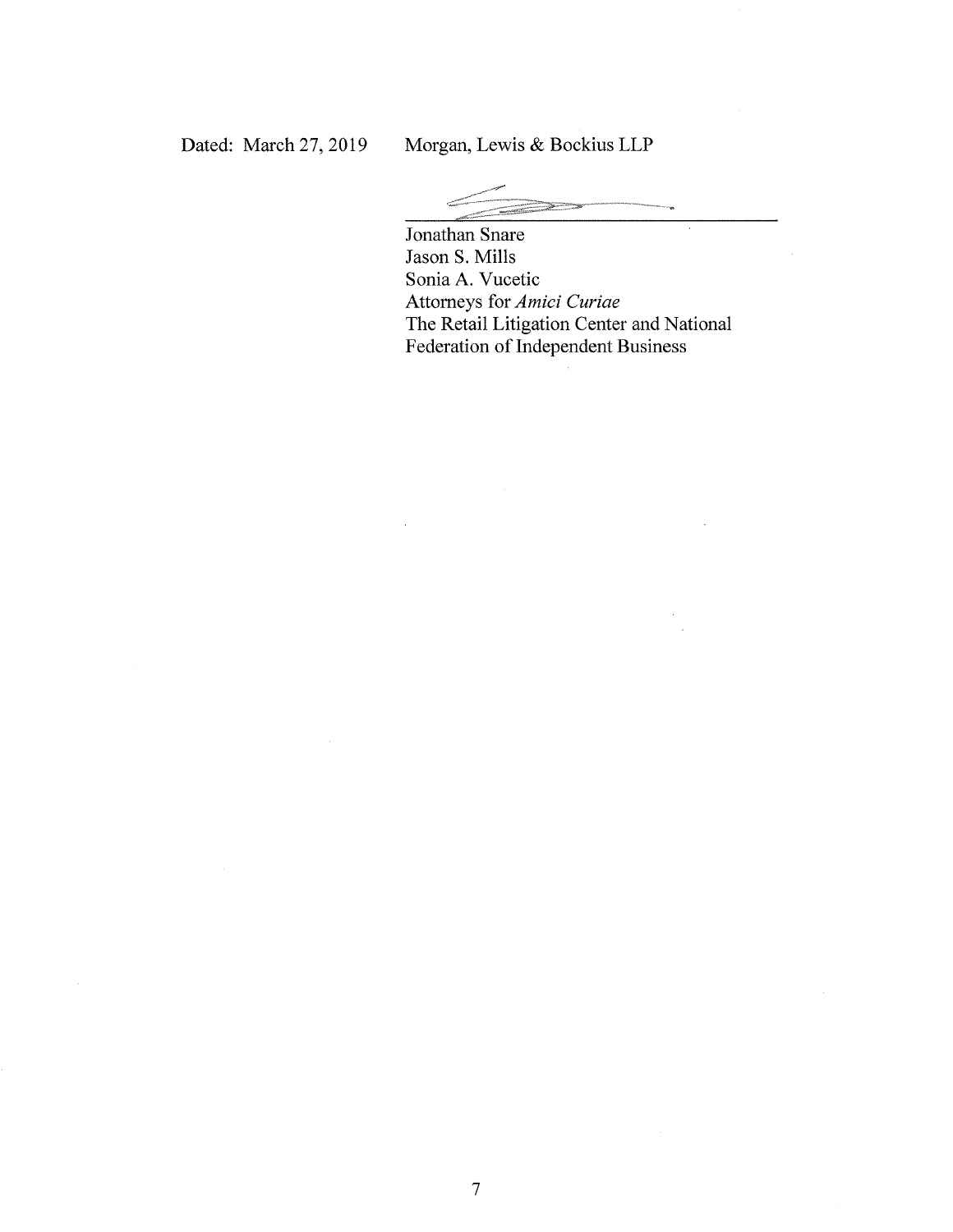Dated: March 27, 2019

Morgan, Lewis & Bockius LLP

______________________________

Jonathan Snare
Jason S. Mills
Sonia A. Vucetic
Attorneys for *Amici Curiae*
The Retail Litigation Center and National Federation of Independent Business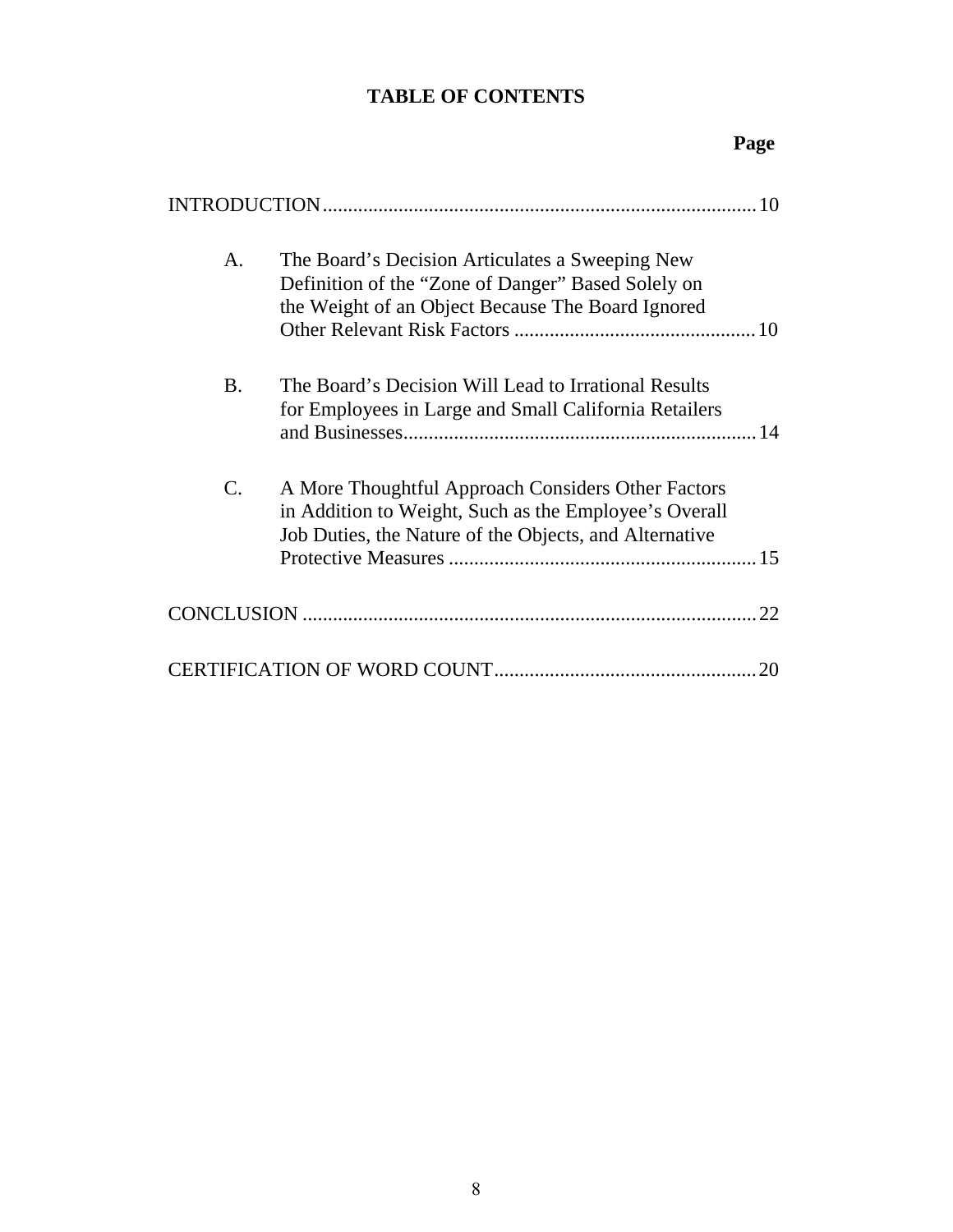# TABLE OF CONTENTS

| | Page |
|---|---|
| INTRODUCTION | 10 |
| A. The Board's Decision Articulates a Sweeping New Definition of the "Zone of Danger" Based Solely on the Weight of an Object Because The Board Ignored Other Relevant Risk Factors | 10 |
| B. The Board's Decision Will Lead to Irrational Results for Employees in Large and Small California Retailers and Businesses | 14 |
| C. A More Thoughtful Approach Considers Other Factors in Addition to Weight, Such as the Employee's Overall Job Duties, the Nature of the Objects, and Alternative Protective Measures | 15 |
| CONCLUSION | 22 |
| CERTIFICATION OF WORD COUNT | 20 |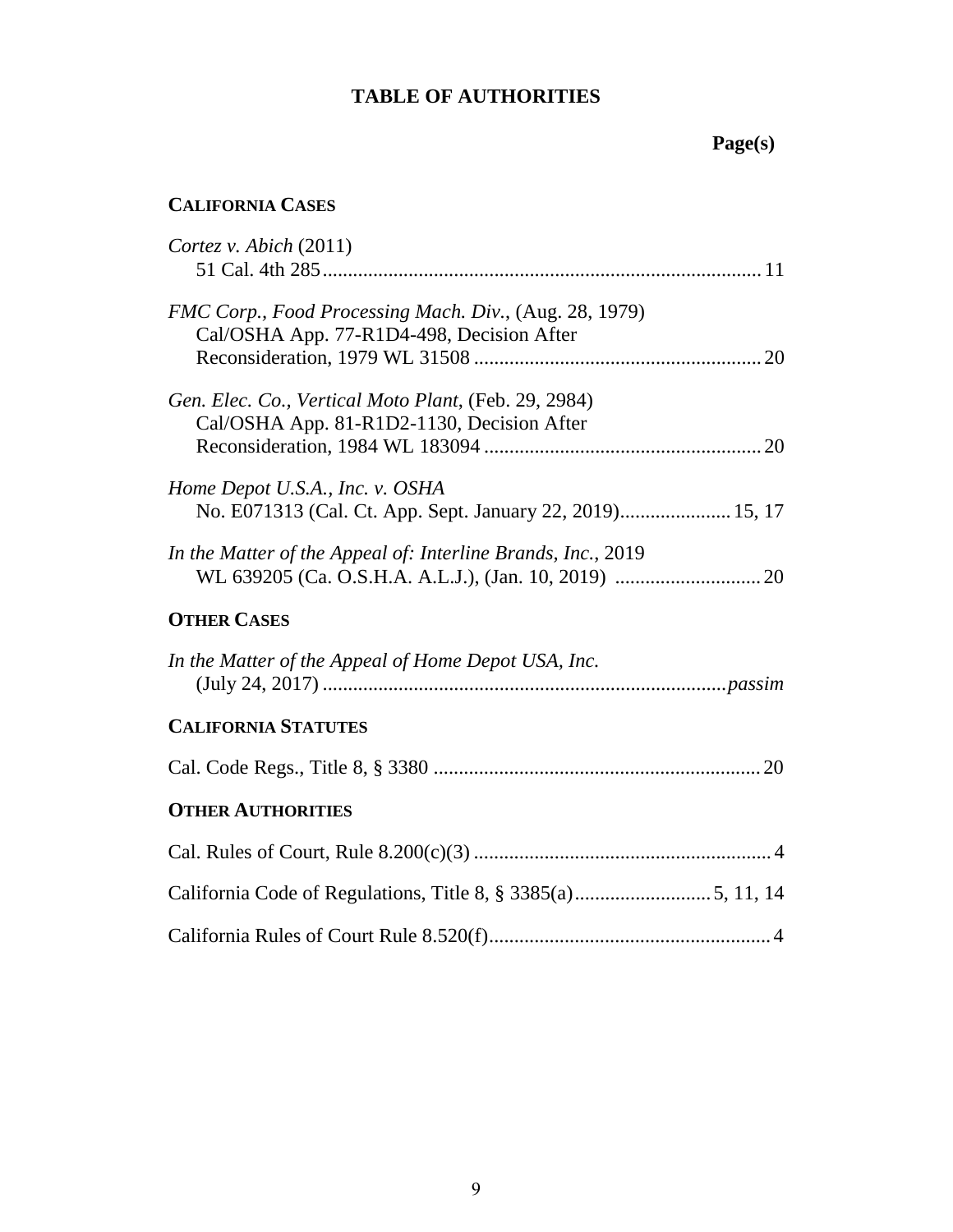# TABLE OF AUTHORITIES

**Page(s)**

## CALIFORNIA CASES

*Cortez v. Abich* (2011)
51 Cal. 4th 285 ........................................................................................ 11

*FMC Corp., Food Processing Mach. Div.*, (Aug. 28, 1979)
Cal/OSHA App. 77-R1D4-498, Decision After
Reconsideration, 1979 WL 31508 ........................................................ 20

*Gen. Elec. Co., Vertical Moto Plant*, (Feb. 29, 2984)
Cal/OSHA App. 81-R1D2-1130, Decision After
Reconsideration, 1984 WL 183094 ...................................................... 20

*Home Depot U.S.A., Inc. v. OSHA*
No. E071313 (Cal. Ct. App. Sept. January 22, 2019)...................... 15, 17

*In the Matter of the Appeal of: Interline Brands, Inc.*, 2019
WL 639205 (Ca. O.S.H.A. A.L.J.), (Jan. 10, 2019) ............................ 20

## OTHER CASES

*In the Matter of the Appeal of Home Depot USA, Inc.*
(July 24, 2017) ................................................................................ *passim*

## CALIFORNIA STATUTES

Cal. Code Regs., Title 8, § 3380 ................................................................ 20

## OTHER AUTHORITIES

Cal. Rules of Court, Rule 8.200(c)(3) .......................................................... 4

California Code of Regulations, Title 8, § 3385(a).......................... 5, 11, 14

California Rules of Court Rule 8.520(f)....................................................... 4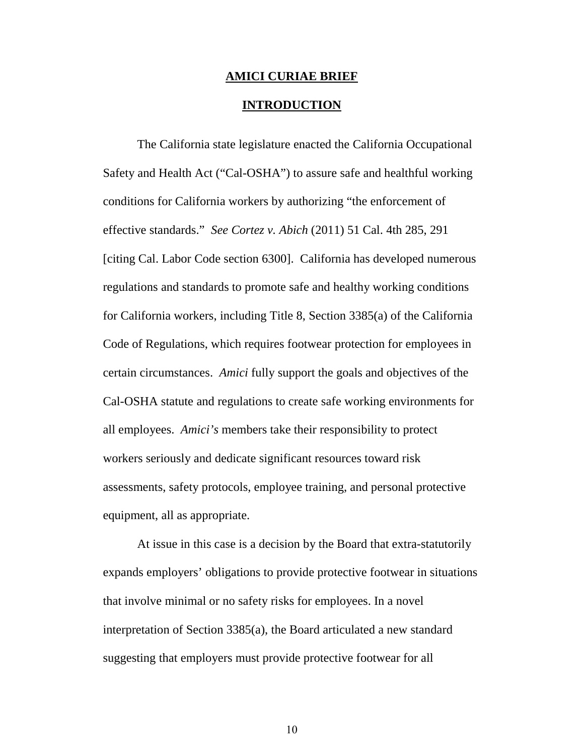**AMICI CURIAE BRIEF**

**INTRODUCTION**

The California state legislature enacted the California Occupational Safety and Health Act ("Cal-OSHA") to assure safe and healthful working conditions for California workers by authorizing "the enforcement of effective standards." *See Cortez v. Abich* (2011) 51 Cal. 4th 285, 291 [citing Cal. Labor Code section 6300]. California has developed numerous regulations and standards to promote safe and healthy working conditions for California workers, including Title 8, Section 3385(a) of the California Code of Regulations, which requires footwear protection for employees in certain circumstances. *Amici* fully support the goals and objectives of the Cal-OSHA statute and regulations to create safe working environments for all employees. *Amici's* members take their responsibility to protect workers seriously and dedicate significant resources toward risk assessments, safety protocols, employee training, and personal protective equipment, all as appropriate.

At issue in this case is a decision by the Board that extra-statutorily expands employers' obligations to provide protective footwear in situations that involve minimal or no safety risks for employees. In a novel interpretation of Section 3385(a), the Board articulated a new standard suggesting that employers must provide protective footwear for all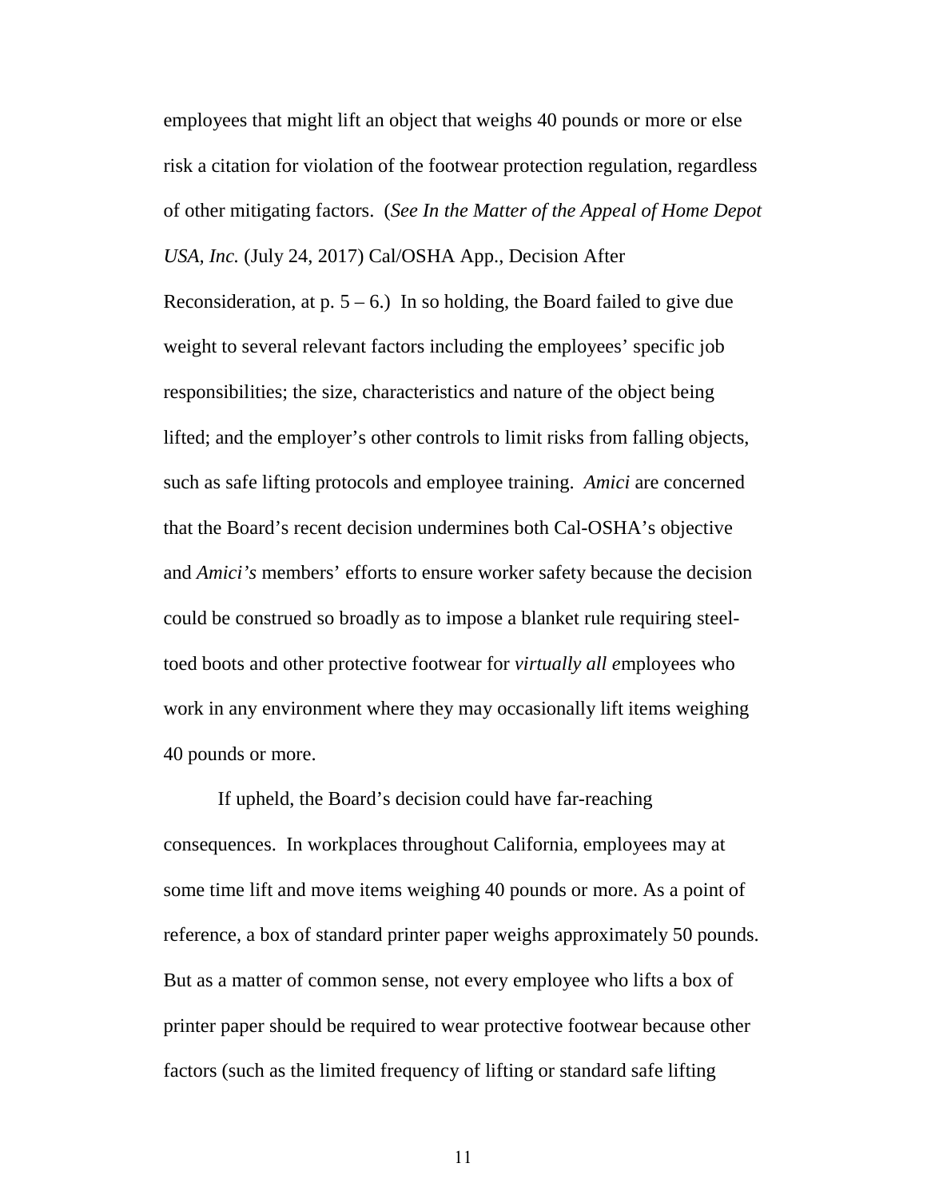employees that might lift an object that weighs 40 pounds or more or else risk a citation for violation of the footwear protection regulation, regardless of other mitigating factors. (*See In the Matter of the Appeal of Home Depot USA, Inc.* (July 24, 2017) Cal/OSHA App., Decision After Reconsideration, at p. 5 – 6.) In so holding, the Board failed to give due weight to several relevant factors including the employees' specific job responsibilities; the size, characteristics and nature of the object being lifted; and the employer's other controls to limit risks from falling objects, such as safe lifting protocols and employee training. *Amici* are concerned that the Board's recent decision undermines both Cal-OSHA's objective and *Amici's* members' efforts to ensure worker safety because the decision could be construed so broadly as to impose a blanket rule requiring steel-toed boots and other protective footwear for *virtually all e*mployees who work in any environment where they may occasionally lift items weighing 40 pounds or more.

If upheld, the Board's decision could have far-reaching consequences. In workplaces throughout California, employees may at some time lift and move items weighing 40 pounds or more. As a point of reference, a box of standard printer paper weighs approximately 50 pounds. But as a matter of common sense, not every employee who lifts a box of printer paper should be required to wear protective footwear because other factors (such as the limited frequency of lifting or standard safe lifting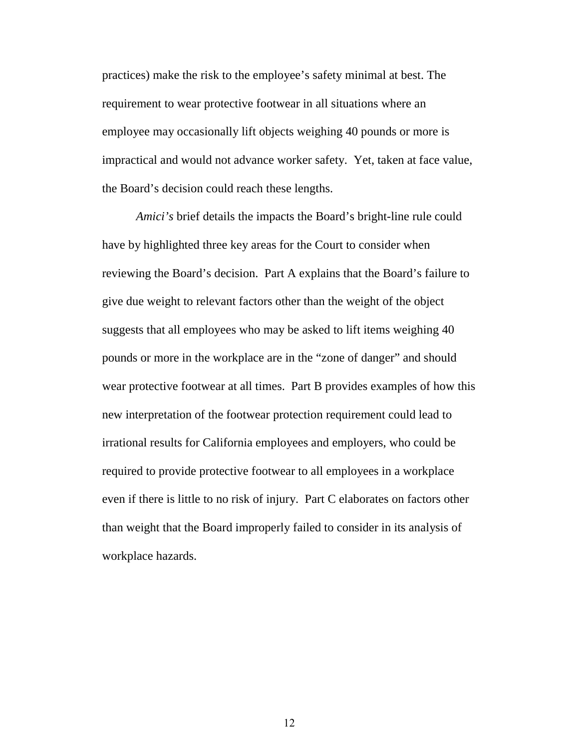practices) make the risk to the employee's safety minimal at best. The requirement to wear protective footwear in all situations where an employee may occasionally lift objects weighing 40 pounds or more is impractical and would not advance worker safety. Yet, taken at face value, the Board's decision could reach these lengths.

*Amici's* brief details the impacts the Board's bright-line rule could have by highlighted three key areas for the Court to consider when reviewing the Board's decision. Part A explains that the Board's failure to give due weight to relevant factors other than the weight of the object suggests that all employees who may be asked to lift items weighing 40 pounds or more in the workplace are in the "zone of danger" and should wear protective footwear at all times. Part B provides examples of how this new interpretation of the footwear protection requirement could lead to irrational results for California employees and employers, who could be required to provide protective footwear to all employees in a workplace even if there is little to no risk of injury. Part C elaborates on factors other than weight that the Board improperly failed to consider in its analysis of workplace hazards.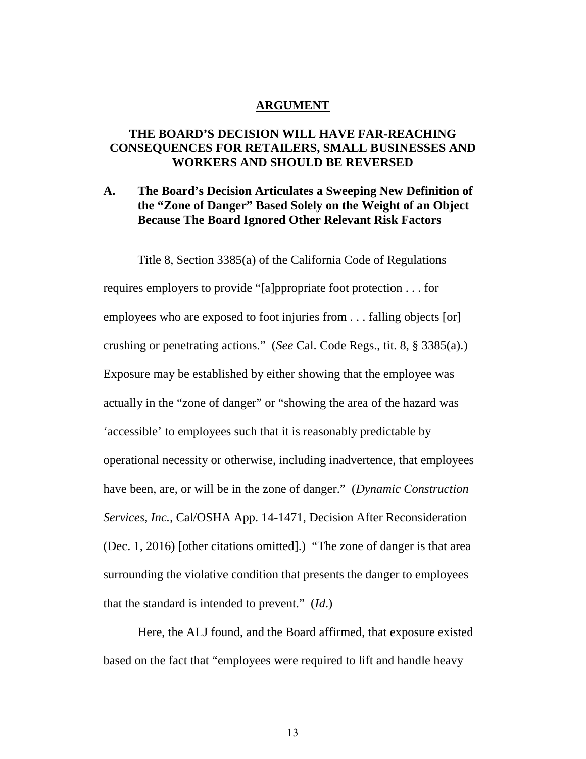## **ARGUMENT**

### THE BOARD'S DECISION WILL HAVE FAR-REACHING CONSEQUENCES FOR RETAILERS, SMALL BUSINESSES AND WORKERS AND SHOULD BE REVERSED

### A. The Board's Decision Articulates a Sweeping New Definition of the "Zone of Danger" Based Solely on the Weight of an Object Because The Board Ignored Other Relevant Risk Factors

Title 8, Section 3385(a) of the California Code of Regulations requires employers to provide "[a]ppropriate foot protection . . . for employees who are exposed to foot injuries from . . . falling objects [or] crushing or penetrating actions." (*See* Cal. Code Regs., tit. 8, § 3385(a).) Exposure may be established by either showing that the employee was actually in the "zone of danger" or "showing the area of the hazard was 'accessible' to employees such that it is reasonably predictable by operational necessity or otherwise, including inadvertence, that employees have been, are, or will be in the zone of danger." (*Dynamic Construction Services, Inc.*, Cal/OSHA App. 14-1471, Decision After Reconsideration (Dec. 1, 2016) [other citations omitted].) "The zone of danger is that area surrounding the violative condition that presents the danger to employees that the standard is intended to prevent." (*Id*.)

Here, the ALJ found, and the Board affirmed, that exposure existed based on the fact that "employees were required to lift and handle heavy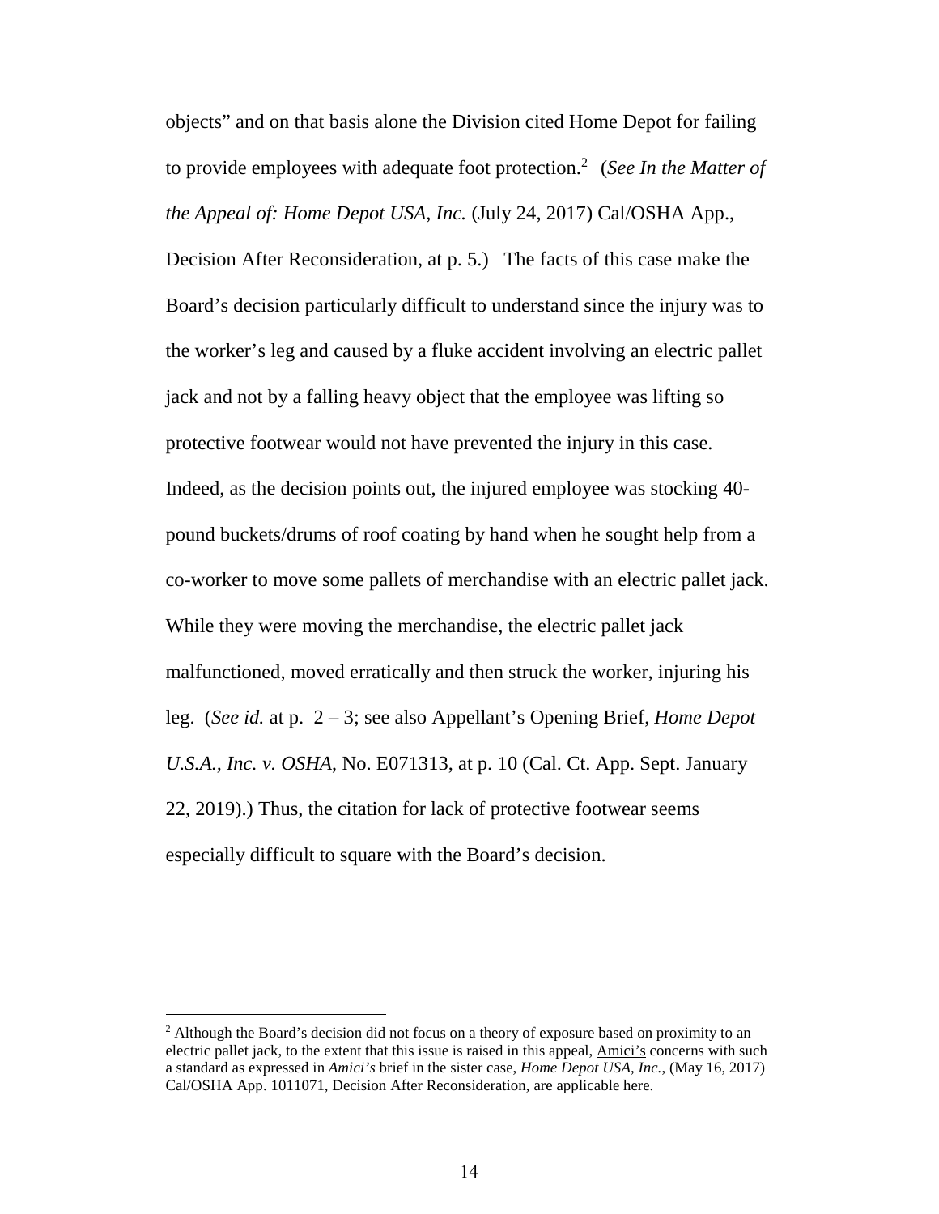objects" and on that basis alone the Division cited Home Depot for failing to provide employees with adequate foot protection.[2] (*See In the Matter of the Appeal of: Home Depot USA, Inc.* (July 24, 2017) Cal/OSHA App., Decision After Reconsideration, at p. 5.) The facts of this case make the Board's decision particularly difficult to understand since the injury was to the worker's leg and caused by a fluke accident involving an electric pallet jack and not by a falling heavy object that the employee was lifting so protective footwear would not have prevented the injury in this case. Indeed, as the decision points out, the injured employee was stocking 40-pound buckets/drums of roof coating by hand when he sought help from a co-worker to move some pallets of merchandise with an electric pallet jack. While they were moving the merchandise, the electric pallet jack malfunctioned, moved erratically and then struck the worker, injuring his leg. (*See id.* at p. 2 – 3; see also Appellant's Opening Brief, *Home Depot U.S.A., Inc. v. OSHA*, No. E071313, at p. 10 (Cal. Ct. App. Sept. January 22, 2019).) Thus, the citation for lack of protective footwear seems especially difficult to square with the Board's decision.

---

[2] Although the Board's decision did not focus on a theory of exposure based on proximity to an electric pallet jack, to the extent that this issue is raised in this appeal, Amici's concerns with such a standard as expressed in *Amici's* brief in the sister case, *Home Depot USA, Inc.*, (May 16, 2017) Cal/OSHA App. 1011071, Decision After Reconsideration, are applicable here.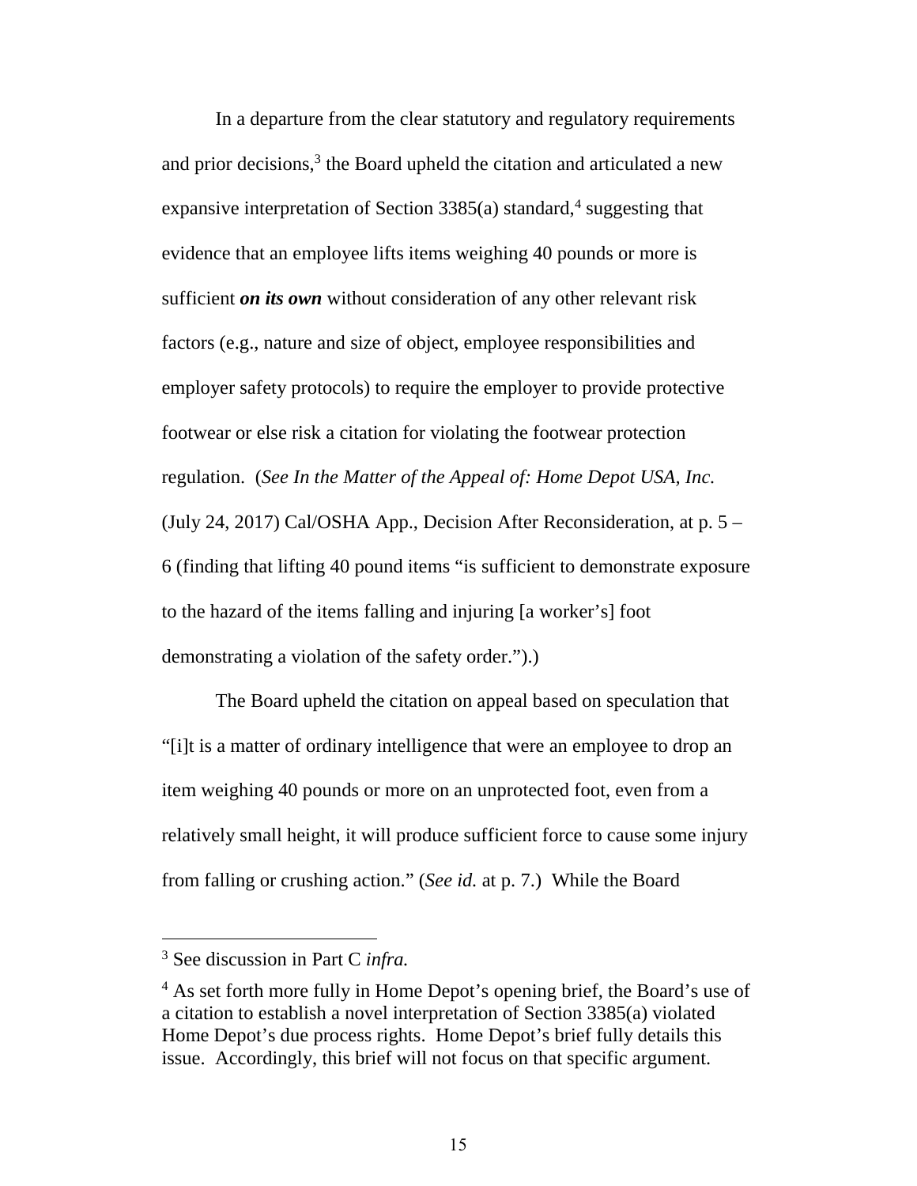In a departure from the clear statutory and regulatory requirements and prior decisions,[3] the Board upheld the citation and articulated a new expansive interpretation of Section 3385(a) standard,[4] suggesting that evidence that an employee lifts items weighing 40 pounds or more is sufficient ***on its own*** without consideration of any other relevant risk factors (e.g., nature and size of object, employee responsibilities and employer safety protocols) to require the employer to provide protective footwear or else risk a citation for violating the footwear protection regulation. (*See In the Matter of the Appeal of: Home Depot USA, Inc.* (July 24, 2017) Cal/OSHA App., Decision After Reconsideration, at p. 5 – 6 (finding that lifting 40 pound items "is sufficient to demonstrate exposure to the hazard of the items falling and injuring [a worker's] foot demonstrating a violation of the safety order.").)

The Board upheld the citation on appeal based on speculation that "[i]t is a matter of ordinary intelligence that were an employee to drop an item weighing 40 pounds or more on an unprotected foot, even from a relatively small height, it will produce sufficient force to cause some injury from falling or crushing action." (*See id.* at p. 7.) While the Board

---

[3] See discussion in Part C *infra.*

[4] As set forth more fully in Home Depot's opening brief, the Board's use of a citation to establish a novel interpretation of Section 3385(a) violated Home Depot's due process rights. Home Depot's brief fully details this issue. Accordingly, this brief will not focus on that specific argument.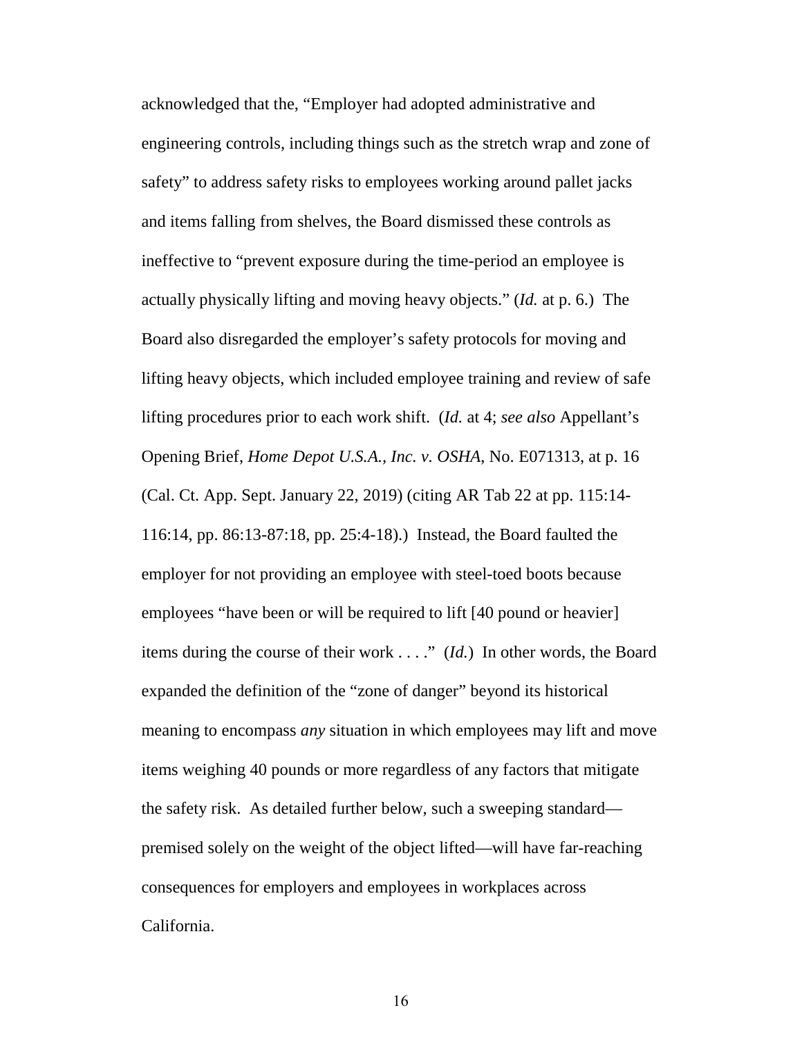acknowledged that the, "Employer had adopted administrative and engineering controls, including things such as the stretch wrap and zone of safety" to address safety risks to employees working around pallet jacks and items falling from shelves, the Board dismissed these controls as ineffective to "prevent exposure during the time-period an employee is actually physically lifting and moving heavy objects." (*Id.* at p. 6.) The Board also disregarded the employer's safety protocols for moving and lifting heavy objects, which included employee training and review of safe lifting procedures prior to each work shift. (*Id.* at 4; *see also* Appellant's Opening Brief, *Home Depot U.S.A., Inc. v. OSHA*, No. E071313, at p. 16 (Cal. Ct. App. Sept. January 22, 2019) (citing AR Tab 22 at pp. 115:14-116:14, pp. 86:13-87:18, pp. 25:4-18).) Instead, the Board faulted the employer for not providing an employee with steel-toed boots because employees "have been or will be required to lift [40 pound or heavier] items during the course of their work . . . ." (*Id.*) In other words, the Board expanded the definition of the "zone of danger" beyond its historical meaning to encompass *any* situation in which employees may lift and move items weighing 40 pounds or more regardless of any factors that mitigate the safety risk. As detailed further below, such a sweeping standard—premised solely on the weight of the object lifted—will have far-reaching consequences for employers and employees in workplaces across California.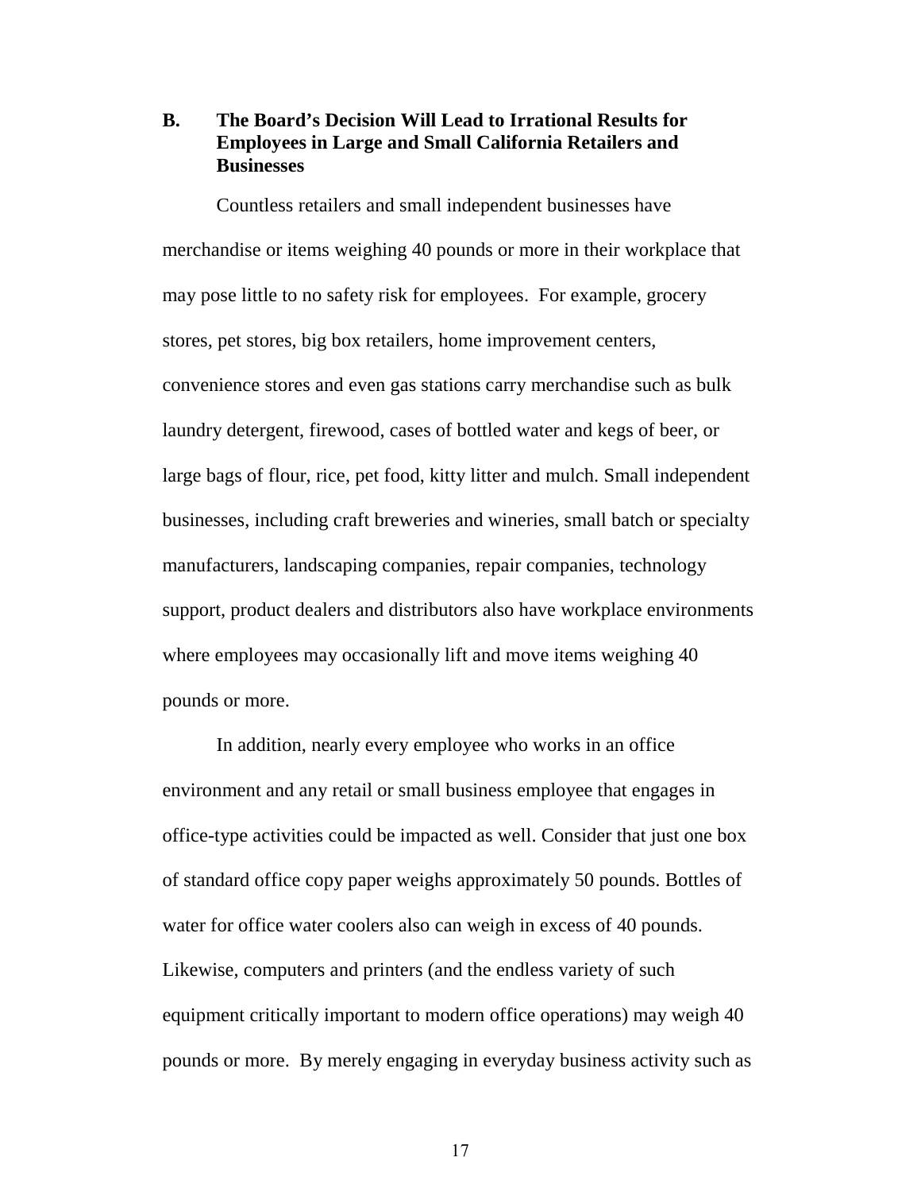### B. The Board's Decision Will Lead to Irrational Results for Employees in Large and Small California Retailers and Businesses

Countless retailers and small independent businesses have merchandise or items weighing 40 pounds or more in their workplace that may pose little to no safety risk for employees. For example, grocery stores, pet stores, big box retailers, home improvement centers, convenience stores and even gas stations carry merchandise such as bulk laundry detergent, firewood, cases of bottled water and kegs of beer, or large bags of flour, rice, pet food, kitty litter and mulch. Small independent businesses, including craft breweries and wineries, small batch or specialty manufacturers, landscaping companies, repair companies, technology support, product dealers and distributors also have workplace environments where employees may occasionally lift and move items weighing 40 pounds or more.

In addition, nearly every employee who works in an office environment and any retail or small business employee that engages in office-type activities could be impacted as well. Consider that just one box of standard office copy paper weighs approximately 50 pounds. Bottles of water for office water coolers also can weigh in excess of 40 pounds. Likewise, computers and printers (and the endless variety of such equipment critically important to modern office operations) may weigh 40 pounds or more. By merely engaging in everyday business activity such as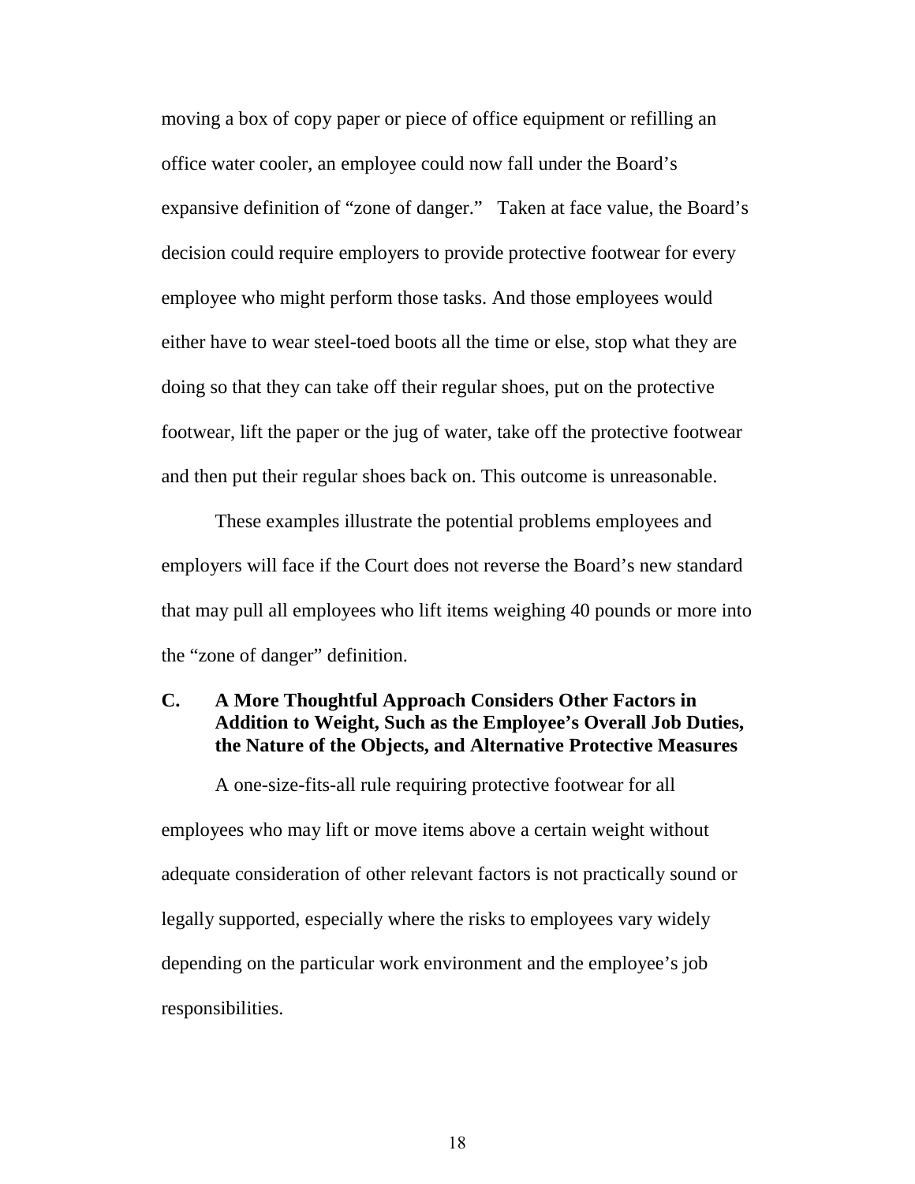moving a box of copy paper or piece of office equipment or refilling an office water cooler, an employee could now fall under the Board's expansive definition of "zone of danger." Taken at face value, the Board's decision could require employers to provide protective footwear for every employee who might perform those tasks. And those employees would either have to wear steel-toed boots all the time or else, stop what they are doing so that they can take off their regular shoes, put on the protective footwear, lift the paper or the jug of water, take off the protective footwear and then put their regular shoes back on. This outcome is unreasonable.

These examples illustrate the potential problems employees and employers will face if the Court does not reverse the Board's new standard that may pull all employees who lift items weighing 40 pounds or more into the "zone of danger" definition.

### C. A More Thoughtful Approach Considers Other Factors in Addition to Weight, Such as the Employee's Overall Job Duties, the Nature of the Objects, and Alternative Protective Measures

A one-size-fits-all rule requiring protective footwear for all employees who may lift or move items above a certain weight without adequate consideration of other relevant factors is not practically sound or legally supported, especially where the risks to employees vary widely depending on the particular work environment and the employee's job responsibilities.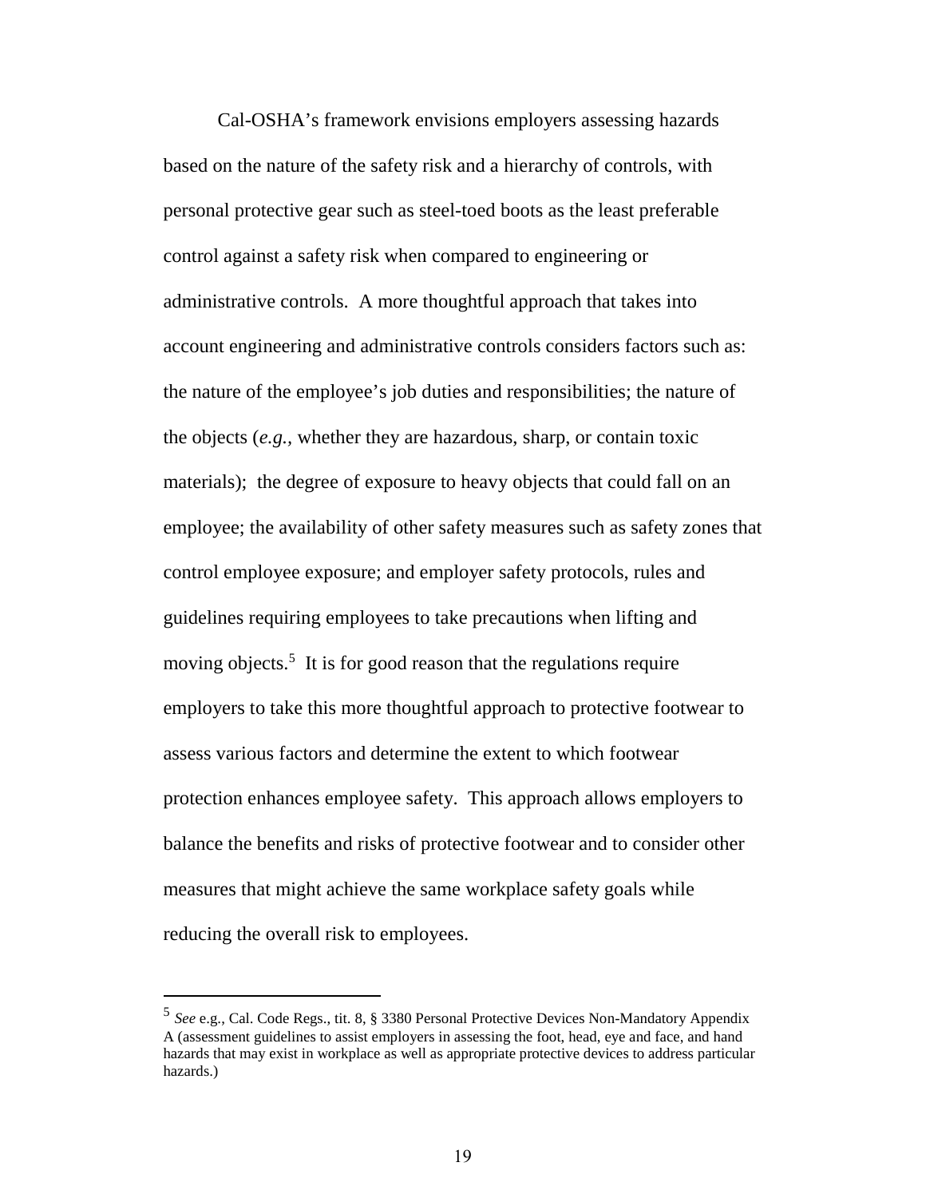Cal-OSHA's framework envisions employers assessing hazards based on the nature of the safety risk and a hierarchy of controls, with personal protective gear such as steel-toed boots as the least preferable control against a safety risk when compared to engineering or administrative controls. A more thoughtful approach that takes into account engineering and administrative controls considers factors such as: the nature of the employee's job duties and responsibilities; the nature of the objects (*e.g.*, whether they are hazardous, sharp, or contain toxic materials); the degree of exposure to heavy objects that could fall on an employee; the availability of other safety measures such as safety zones that control employee exposure; and employer safety protocols, rules and guidelines requiring employees to take precautions when lifting and moving objects.[5] It is for good reason that the regulations require employers to take this more thoughtful approach to protective footwear to assess various factors and determine the extent to which footwear protection enhances employee safety. This approach allows employers to balance the benefits and risks of protective footwear and to consider other measures that might achieve the same workplace safety goals while reducing the overall risk to employees.

---

[5] *See* e.g., Cal. Code Regs., tit. 8, § 3380 Personal Protective Devices Non-Mandatory Appendix A (assessment guidelines to assist employers in assessing the foot, head, eye and face, and hand hazards that may exist in workplace as well as appropriate protective devices to address particular hazards.)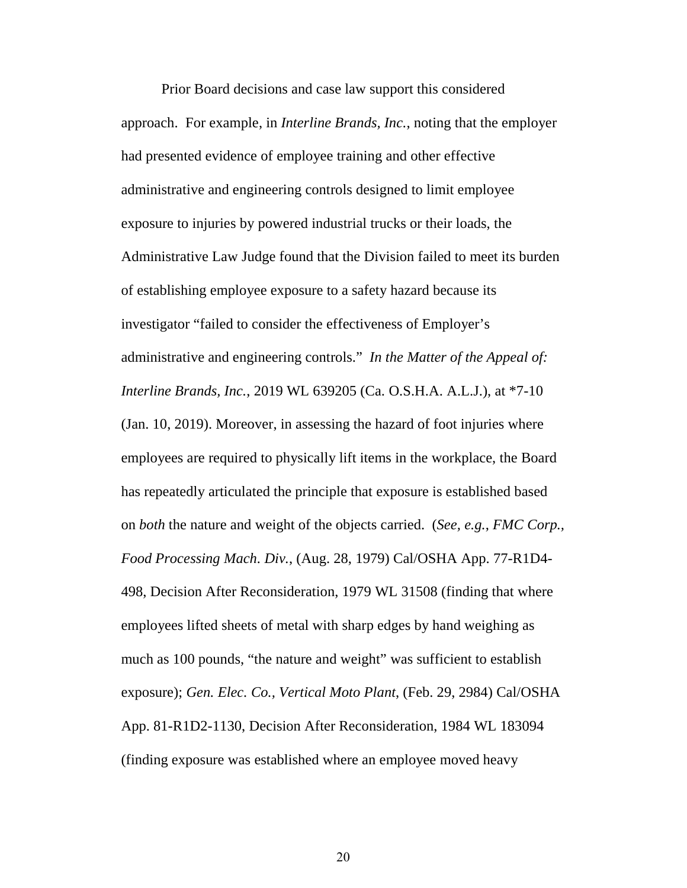Prior Board decisions and case law support this considered approach. For example, in *Interline Brands, Inc.*, noting that the employer had presented evidence of employee training and other effective administrative and engineering controls designed to limit employee exposure to injuries by powered industrial trucks or their loads, the Administrative Law Judge found that the Division failed to meet its burden of establishing employee exposure to a safety hazard because its investigator "failed to consider the effectiveness of Employer's administrative and engineering controls." *In the Matter of the Appeal of: Interline Brands, Inc.*, 2019 WL 639205 (Ca. O.S.H.A. A.L.J.), at *7-10 (Jan. 10, 2019). Moreover, in assessing the hazard of foot injuries where employees are required to physically lift items in the workplace, the Board has repeatedly articulated the principle that exposure is established based on *both* the nature and weight of the objects carried. (*See, e.g.*, *FMC Corp., Food Processing Mach. Div.*, (Aug. 28, 1979) Cal/OSHA App. 77-R1D4-498, Decision After Reconsideration, 1979 WL 31508 (finding that where employees lifted sheets of metal with sharp edges by hand weighing as much as 100 pounds, "the nature and weight" was sufficient to establish exposure); *Gen. Elec. Co., Vertical Moto Plant*, (Feb. 29, 2984) Cal/OSHA App. 81-R1D2-1130, Decision After Reconsideration, 1984 WL 183094 (finding exposure was established where an employee moved heavy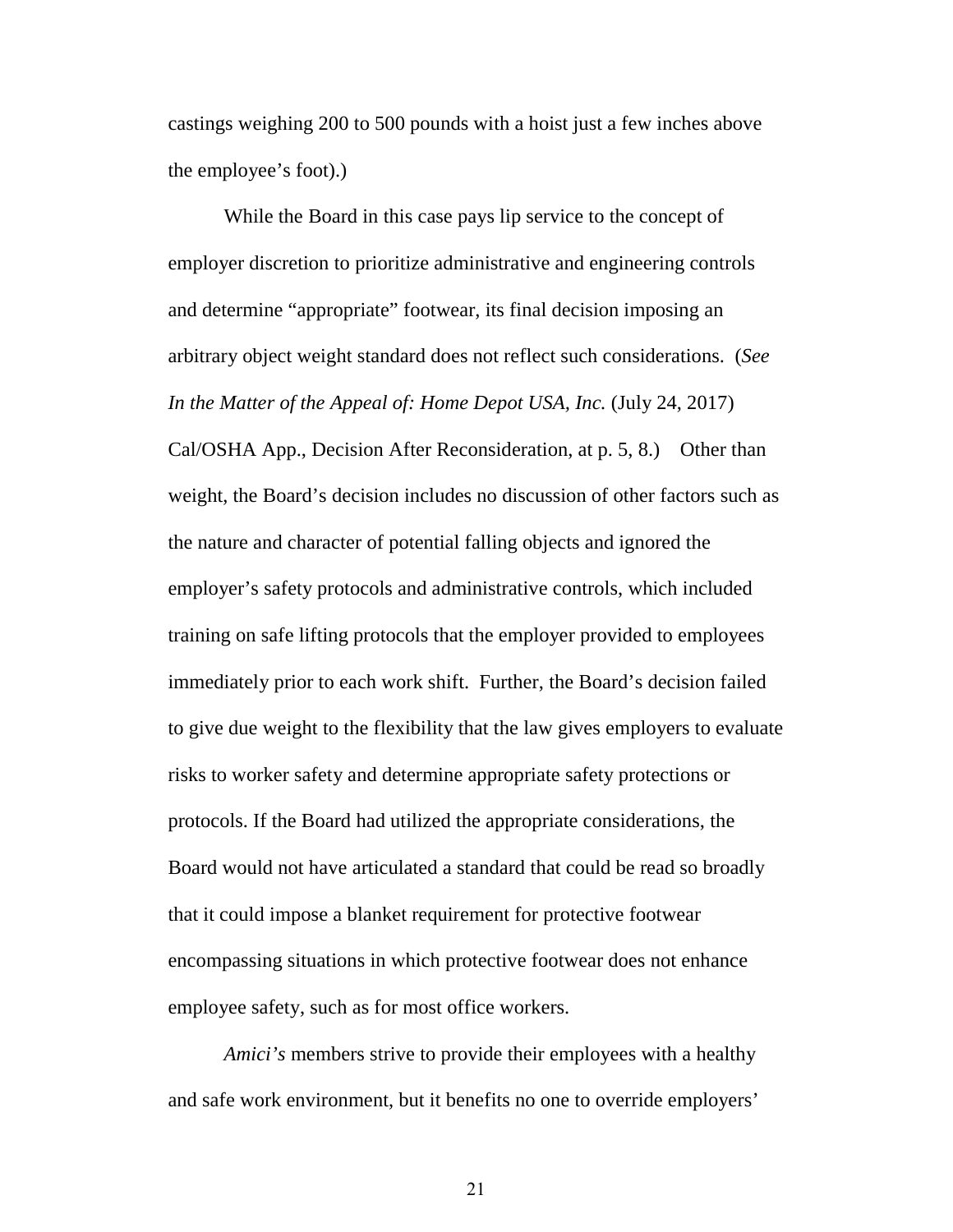castings weighing 200 to 500 pounds with a hoist just a few inches above the employee's foot).)

While the Board in this case pays lip service to the concept of employer discretion to prioritize administrative and engineering controls and determine "appropriate" footwear, its final decision imposing an arbitrary object weight standard does not reflect such considerations. (*See In the Matter of the Appeal of: Home Depot USA, Inc.* (July 24, 2017) Cal/OSHA App., Decision After Reconsideration, at p. 5, 8.) Other than weight, the Board's decision includes no discussion of other factors such as the nature and character of potential falling objects and ignored the employer's safety protocols and administrative controls, which included training on safe lifting protocols that the employer provided to employees immediately prior to each work shift. Further, the Board's decision failed to give due weight to the flexibility that the law gives employers to evaluate risks to worker safety and determine appropriate safety protections or protocols. If the Board had utilized the appropriate considerations, the Board would not have articulated a standard that could be read so broadly that it could impose a blanket requirement for protective footwear encompassing situations in which protective footwear does not enhance employee safety, such as for most office workers.

*Amici's* members strive to provide their employees with a healthy and safe work environment, but it benefits no one to override employers'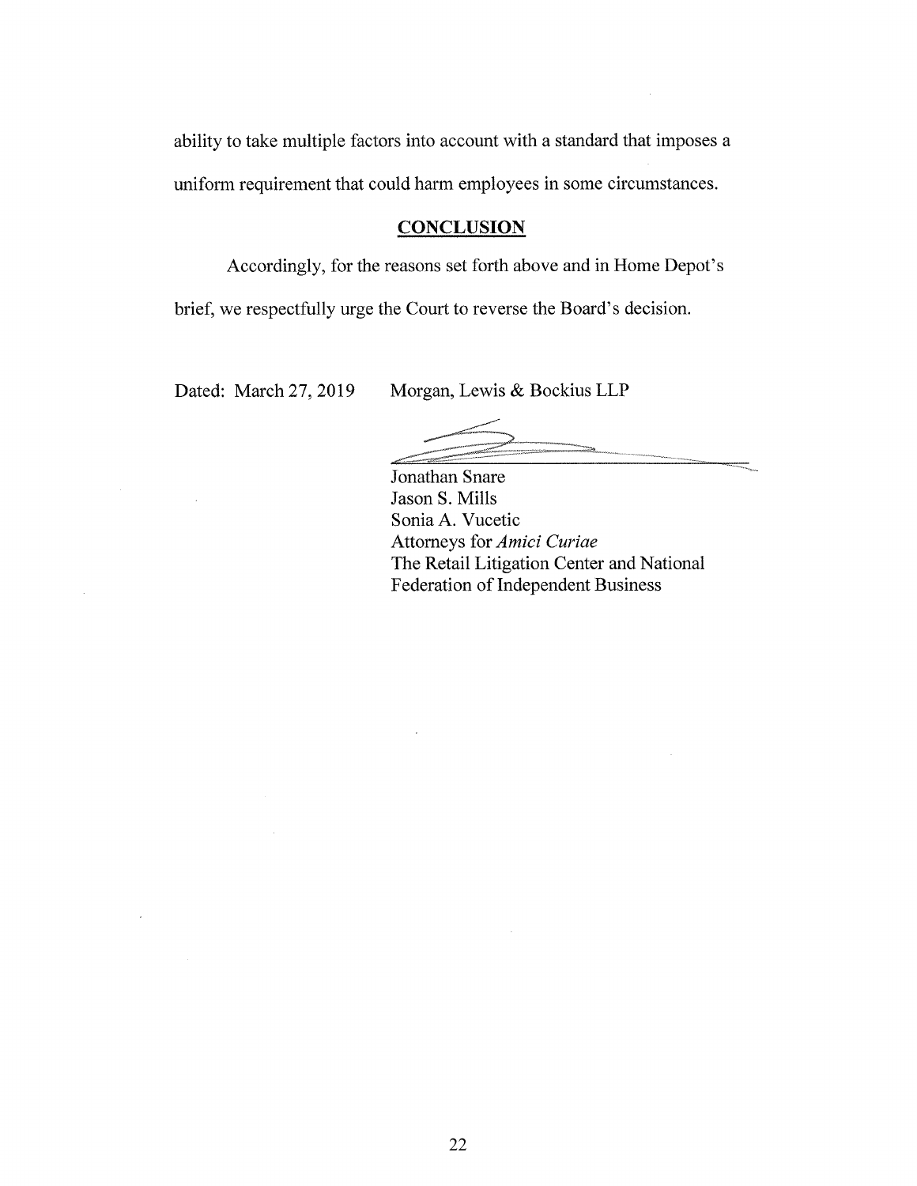ability to take multiple factors into account with a standard that imposes a uniform requirement that could harm employees in some circumstances.

## CONCLUSION

Accordingly, for the reasons set forth above and in Home Depot's brief, we respectfully urge the Court to reverse the Board's decision.

Dated: March 27, 2019

Morgan, Lewis & Bockius LLP

Jonathan Snare
Jason S. Mills
Sonia A. Vucetic
Attorneys for *Amici Curiae*
The Retail Litigation Center and National Federation of Independent Business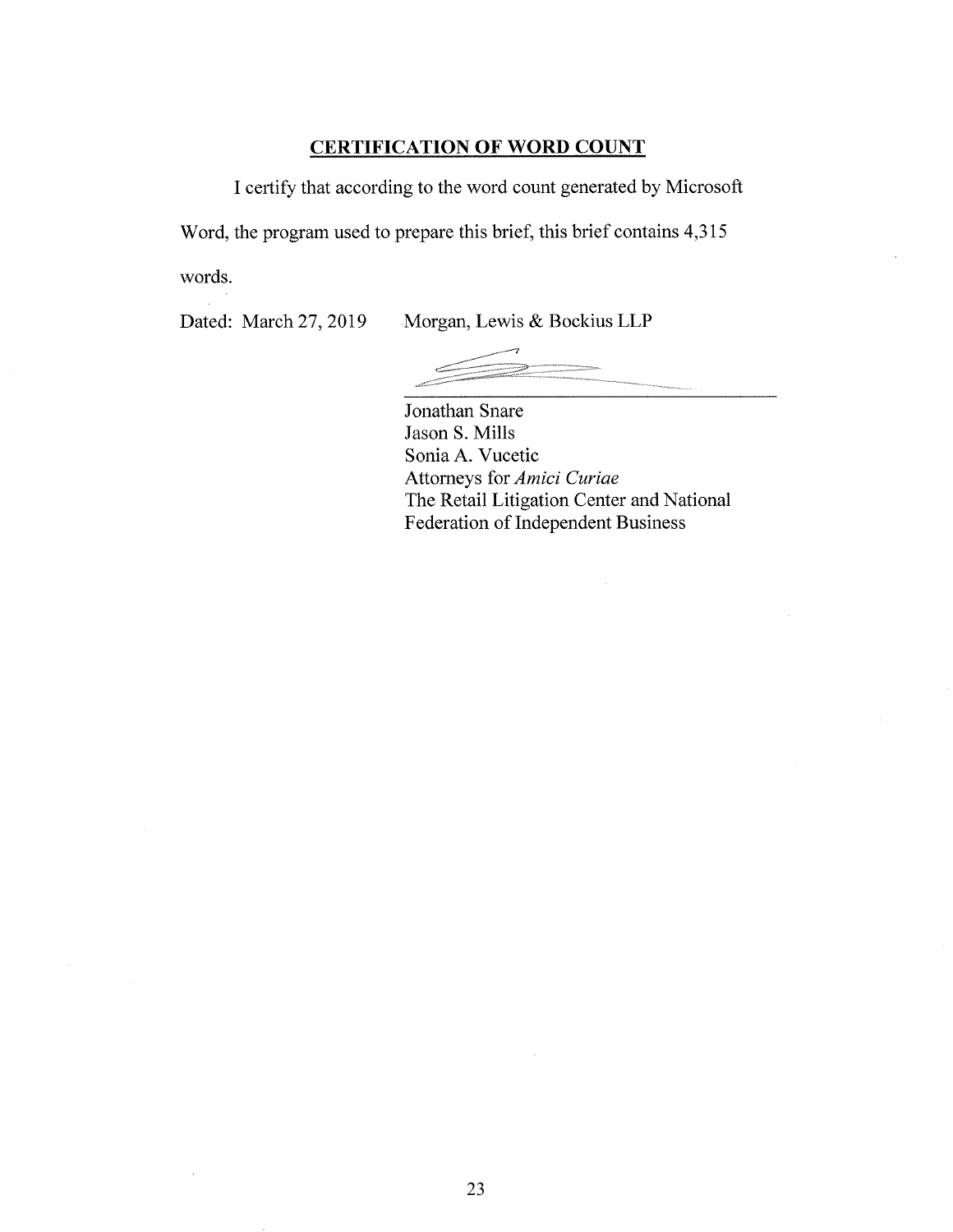## **CERTIFICATION OF WORD COUNT**

I certify that according to the word count generated by Microsoft Word, the program used to prepare this brief, this brief contains 4,315 words.

Dated: March 27, 2019

Morgan, Lewis & Bockius LLP

Jonathan Snare
Jason S. Mills
Sonia A. Vucetic
Attorneys for *Amici Curiae*
The Retail Litigation Center and National Federation of Independent Business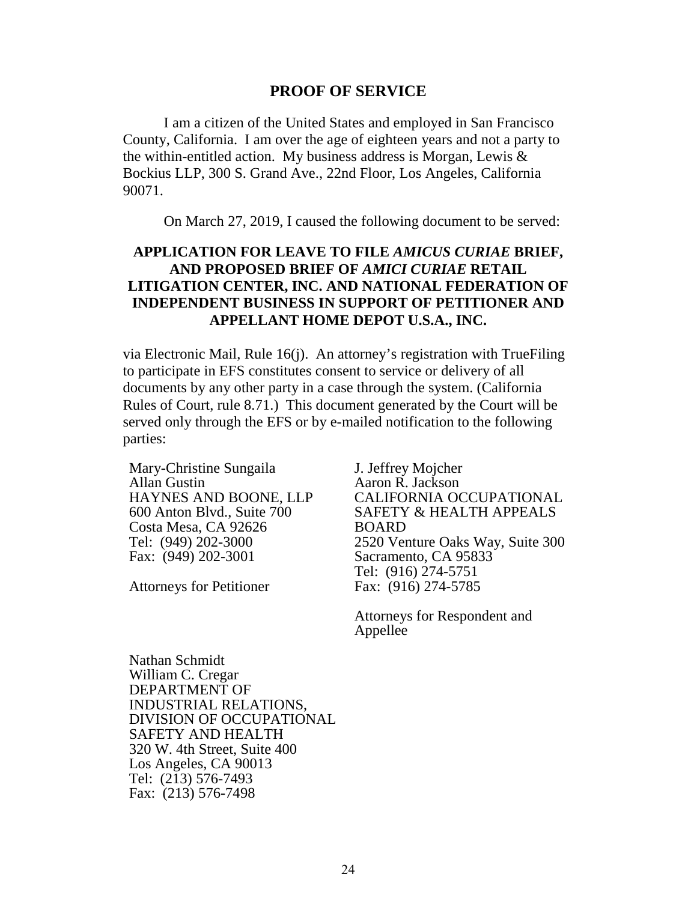## PROOF OF SERVICE

I am a citizen of the United States and employed in San Francisco County, California. I am over the age of eighteen years and not a party to the within-entitled action. My business address is Morgan, Lewis & Bockius LLP, 300 S. Grand Ave., 22nd Floor, Los Angeles, California 90071.

On March 27, 2019, I caused the following document to be served:

**APPLICATION FOR LEAVE TO FILE *AMICUS CURIAE* BRIEF, AND PROPOSED BRIEF OF *AMICI CURIAE* RETAIL LITIGATION CENTER, INC. AND NATIONAL FEDERATION OF INDEPENDENT BUSINESS IN SUPPORT OF PETITIONER AND APPELLANT HOME DEPOT U.S.A., INC.**

via Electronic Mail, Rule 16(j). An attorney's registration with TrueFiling to participate in EFS constitutes consent to service or delivery of all documents by any other party in a case through the system. (California Rules of Court, rule 8.71.) This document generated by the Court will be served only through the EFS or by e-mailed notification to the following parties:

Mary-Christine Sungaila
Allan Gustin
HAYNES AND BOONE, LLP
600 Anton Blvd., Suite 700
Costa Mesa, CA 92626
Tel: (949) 202-3000
Fax: (949) 202-3001

Attorneys for Petitioner

J. Jeffrey Mojcher
Aaron R. Jackson
CALIFORNIA OCCUPATIONAL SAFETY & HEALTH APPEALS BOARD
2520 Venture Oaks Way, Suite 300
Sacramento, CA 95833
Tel: (916) 274-5751
Fax: (916) 274-5785

Attorneys for Respondent and Appellee

Nathan Schmidt
William C. Cregar
DEPARTMENT OF INDUSTRIAL RELATIONS, DIVISION OF OCCUPATIONAL SAFETY AND HEALTH
320 W. 4th Street, Suite 400
Los Angeles, CA 90013
Tel: (213) 576-7493
Fax: (213) 576-7498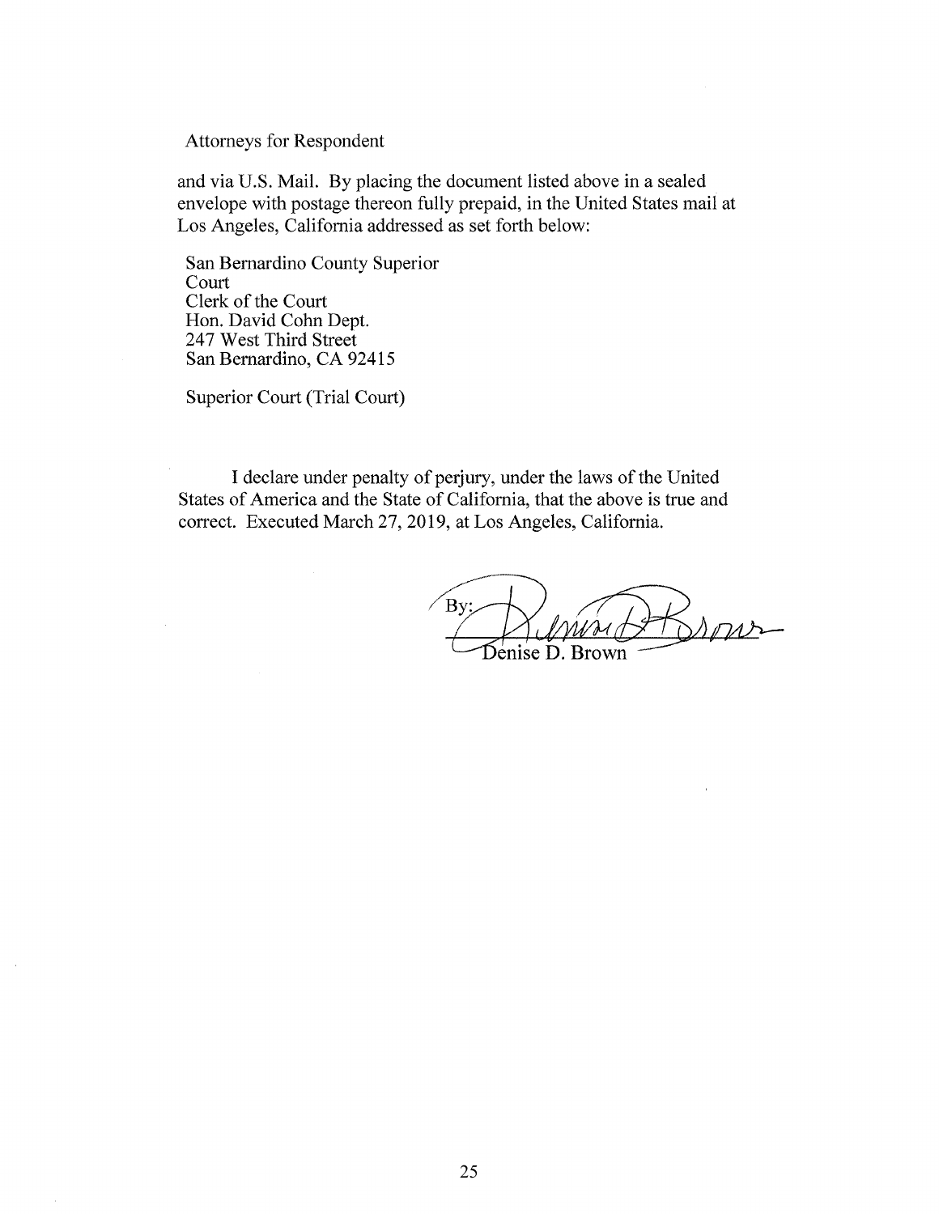Attorneys for Respondent

and via U.S. Mail. By placing the document listed above in a sealed envelope with postage thereon fully prepaid, in the United States mail at Los Angeles, California addressed as set forth below:

San Bernardino County Superior
Court
Clerk of the Court
Hon. David Cohn Dept.
247 West Third Street
San Bernardino, CA 92415

Superior Court (Trial Court)

I declare under penalty of perjury, under the laws of the United States of America and the State of California, that the above is true and correct. Executed March 27, 2019, at Los Angeles, California.

By: Denise D. Brown